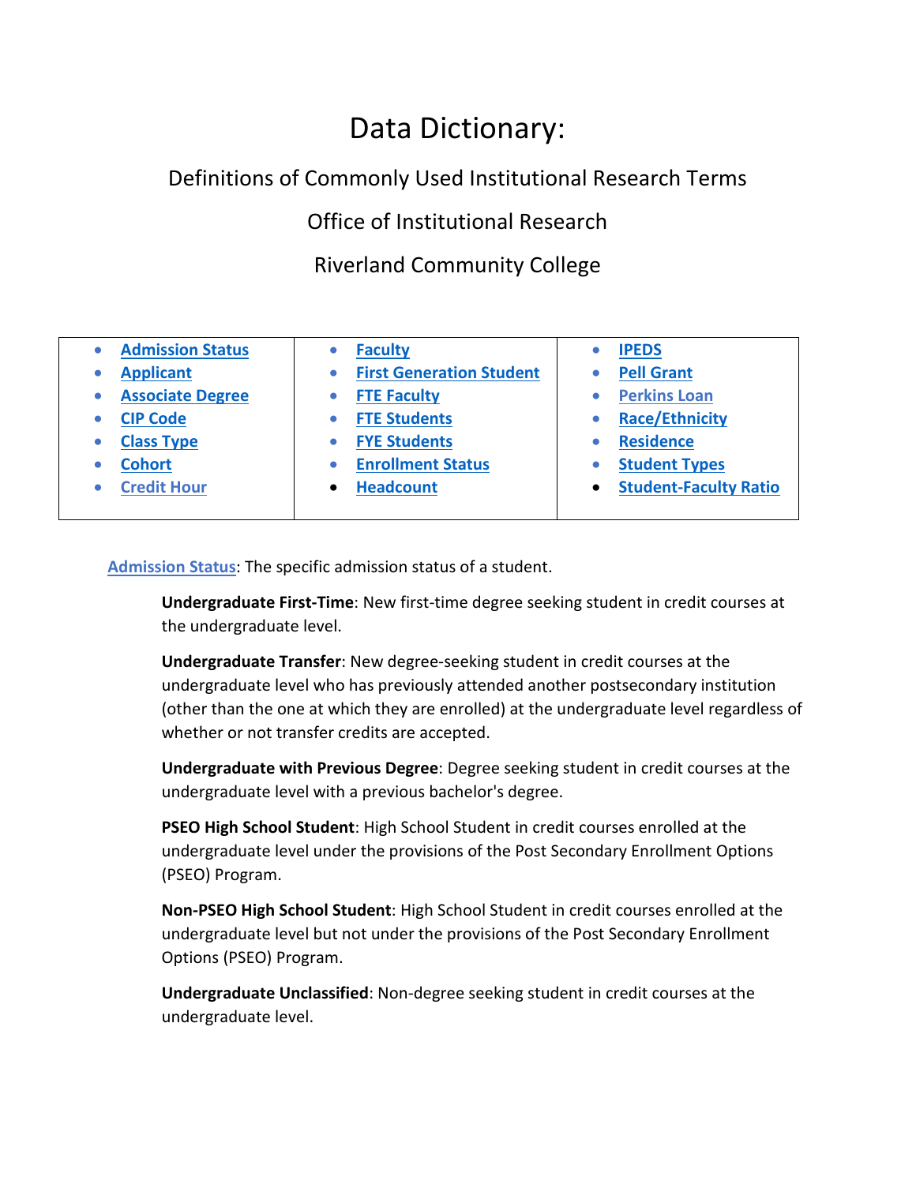# Data Dictionary:

## Definitions of Commonly Used Institutional Research Terms

## Office of Institutional Research

## Riverland Community College

| | | |
|---|---|---|
| • Admission Status<br>• Applicant<br>• Associate Degree<br>• CIP Code<br>• Class Type<br>• Cohort<br>• Credit Hour | • Faculty<br>• First Generation Student<br>• FTE Faculty<br>• FTE Students<br>• FYE Students<br>• Enrollment Status<br>• Headcount | • IPEDS<br>• Pell Grant<br>• Perkins Loan<br>• Race/Ethnicity<br>• Residence<br>• Student Types<br>• Student-Faculty Ratio |

Admission Status: The specific admission status of a student.

**Undergraduate First-Time**: New first-time degree seeking student in credit courses at the undergraduate level.

**Undergraduate Transfer**: New degree-seeking student in credit courses at the undergraduate level who has previously attended another postsecondary institution (other than the one at which they are enrolled) at the undergraduate level regardless of whether or not transfer credits are accepted.

**Undergraduate with Previous Degree**: Degree seeking student in credit courses at the undergraduate level with a previous bachelor's degree.

**PSEO High School Student**: High School Student in credit courses enrolled at the undergraduate level under the provisions of the Post Secondary Enrollment Options (PSEO) Program.

**Non-PSEO High School Student**: High School Student in credit courses enrolled at the undergraduate level but not under the provisions of the Post Secondary Enrollment Options (PSEO) Program.

**Undergraduate Unclassified**: Non-degree seeking student in credit courses at the undergraduate level.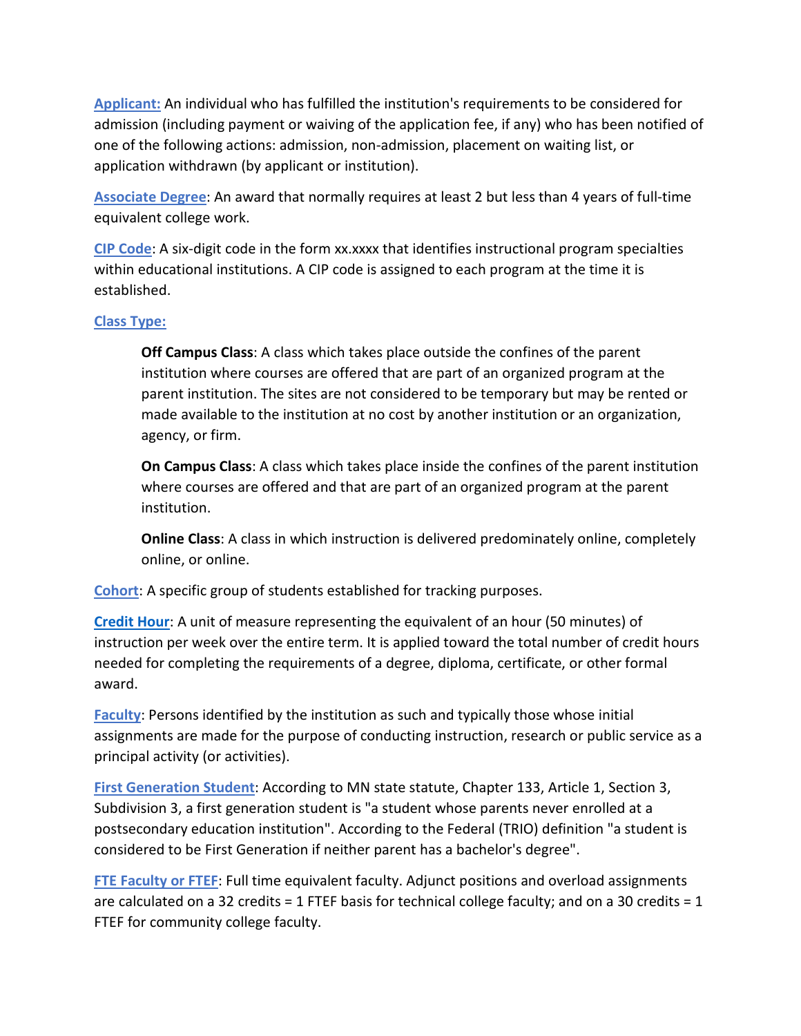**Applicant:** An individual who has fulfilled the institution's requirements to be considered for admission (including payment or waiving of the application fee, if any) who has been notified of one of the following actions: admission, non-admission, placement on waiting list, or application withdrawn (by applicant or institution).

**Associate Degree**: An award that normally requires at least 2 but less than 4 years of full-time equivalent college work.

**CIP Code**: A six-digit code in the form xx.xxxx that identifies instructional program specialties within educational institutions. A CIP code is assigned to each program at the time it is established.

**Class Type:**

> **Off Campus Class**: A class which takes place outside the confines of the parent institution where courses are offered that are part of an organized program at the parent institution. The sites are not considered to be temporary but may be rented or made available to the institution at no cost by another institution or an organization, agency, or firm.
>
> **On Campus Class**: A class which takes place inside the confines of the parent institution where courses are offered and that are part of an organized program at the parent institution.
>
> **Online Class**: A class in which instruction is delivered predominately online, completely online, or online.

**Cohort**: A specific group of students established for tracking purposes.

**Credit Hour**: A unit of measure representing the equivalent of an hour (50 minutes) of instruction per week over the entire term. It is applied toward the total number of credit hours needed for completing the requirements of a degree, diploma, certificate, or other formal award.

**Faculty**: Persons identified by the institution as such and typically those whose initial assignments are made for the purpose of conducting instruction, research or public service as a principal activity (or activities).

**First Generation Student**: According to MN state statute, Chapter 133, Article 1, Section 3, Subdivision 3, a first generation student is "a student whose parents never enrolled at a postsecondary education institution". According to the Federal (TRIO) definition "a student is considered to be First Generation if neither parent has a bachelor's degree".

**FTE Faculty or FTEF**: Full time equivalent faculty. Adjunct positions and overload assignments are calculated on a 32 credits = 1 FTEF basis for technical college faculty; and on a 30 credits = 1 FTEF for community college faculty.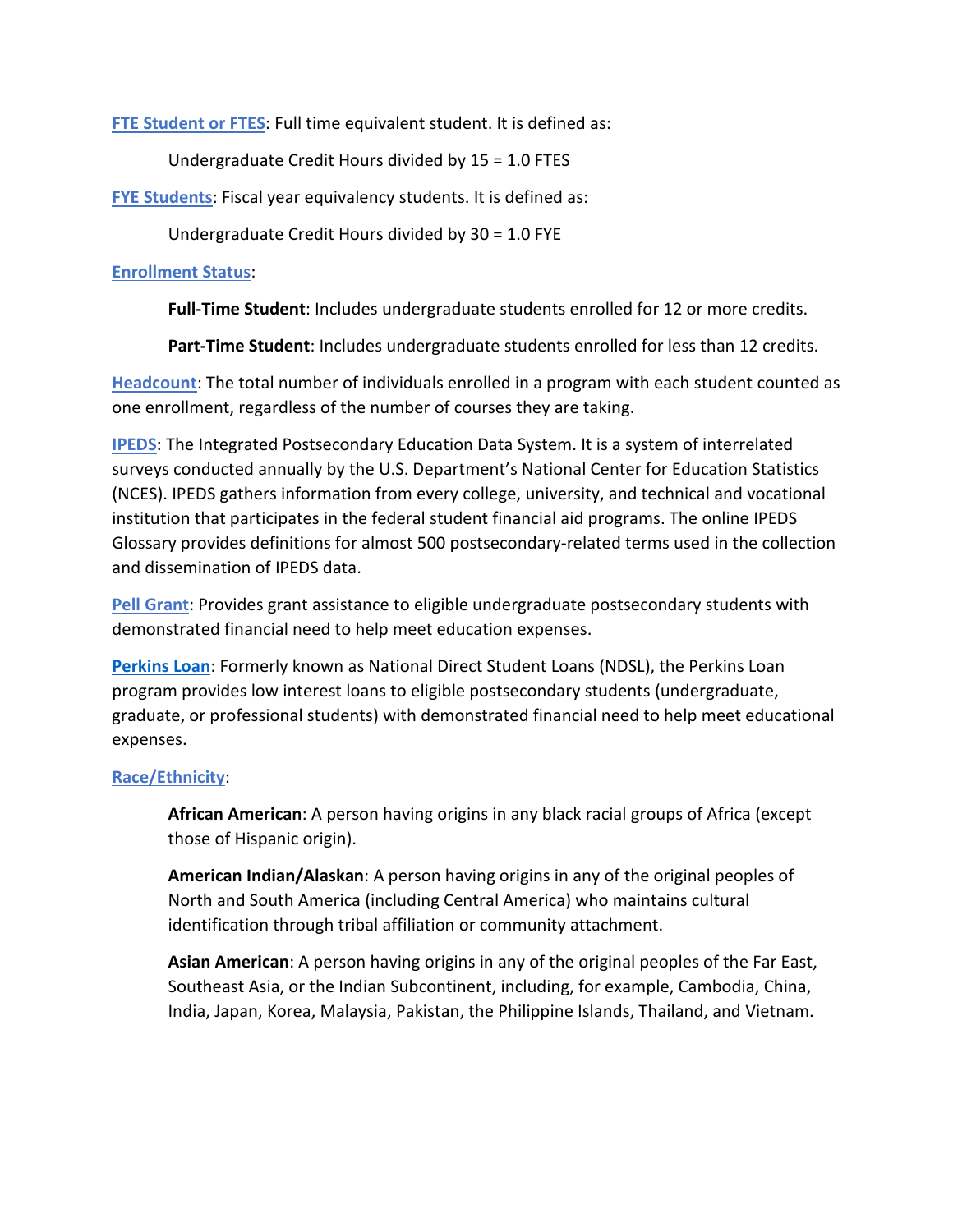**FTE Student or FTES**: Full time equivalent student. It is defined as:

Undergraduate Credit Hours divided by 15 = 1.0 FTES

**FYE Students**: Fiscal year equivalency students. It is defined as:

Undergraduate Credit Hours divided by 30 = 1.0 FYE

**Enrollment Status**:

**Full-Time Student**: Includes undergraduate students enrolled for 12 or more credits.

**Part-Time Student**: Includes undergraduate students enrolled for less than 12 credits.

**Headcount**: The total number of individuals enrolled in a program with each student counted as one enrollment, regardless of the number of courses they are taking.

**IPEDS**: The Integrated Postsecondary Education Data System. It is a system of interrelated surveys conducted annually by the U.S. Department's National Center for Education Statistics (NCES). IPEDS gathers information from every college, university, and technical and vocational institution that participates in the federal student financial aid programs. The online IPEDS Glossary provides definitions for almost 500 postsecondary-related terms used in the collection and dissemination of IPEDS data.

**Pell Grant**: Provides grant assistance to eligible undergraduate postsecondary students with demonstrated financial need to help meet education expenses.

**Perkins Loan**: Formerly known as National Direct Student Loans (NDSL), the Perkins Loan program provides low interest loans to eligible postsecondary students (undergraduate, graduate, or professional students) with demonstrated financial need to help meet educational expenses.

**Race/Ethnicity**:

**African American**: A person having origins in any black racial groups of Africa (except those of Hispanic origin).

**American Indian/Alaskan**: A person having origins in any of the original peoples of North and South America (including Central America) who maintains cultural identification through tribal affiliation or community attachment.

**Asian American**: A person having origins in any of the original peoples of the Far East, Southeast Asia, or the Indian Subcontinent, including, for example, Cambodia, China, India, Japan, Korea, Malaysia, Pakistan, the Philippine Islands, Thailand, and Vietnam.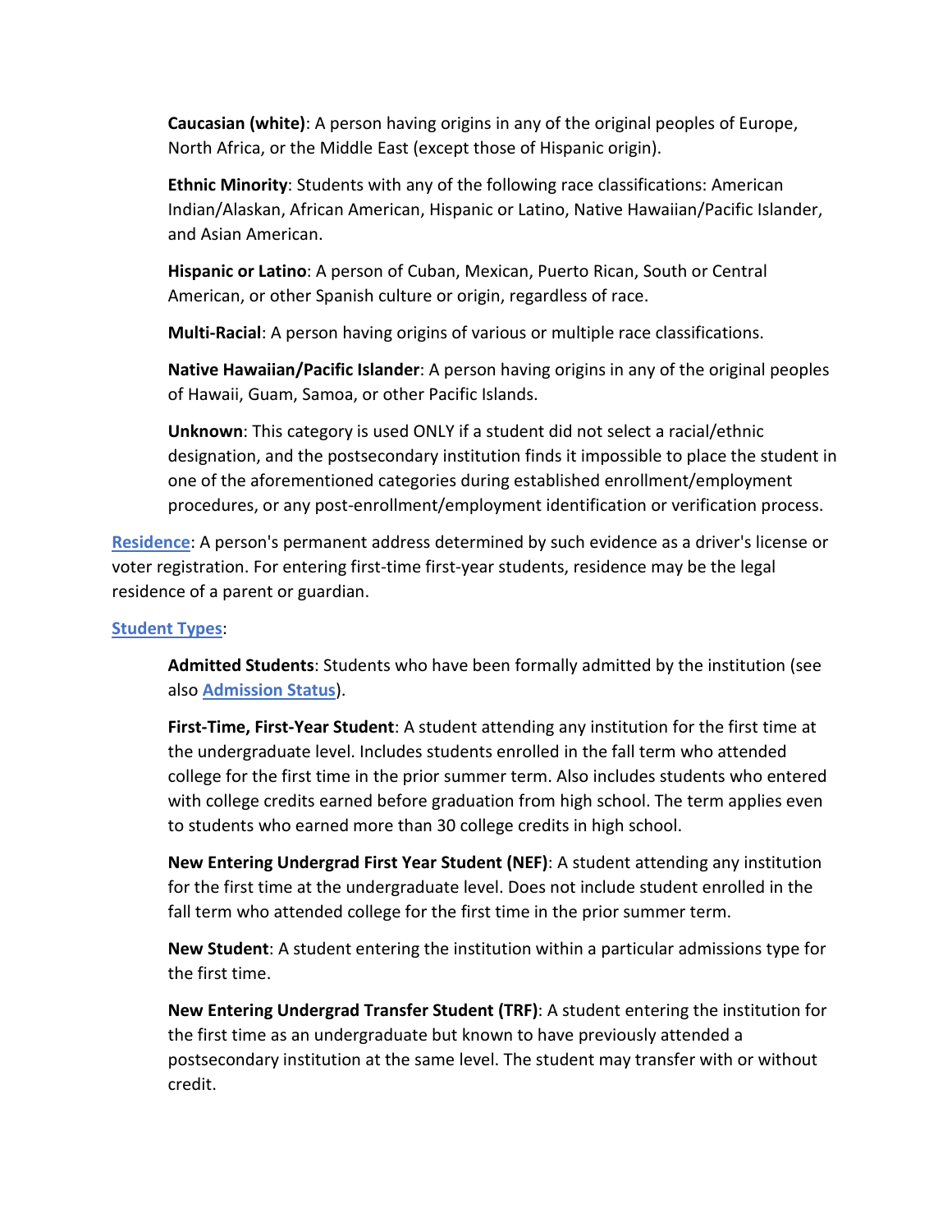**Caucasian (white)**: A person having origins in any of the original peoples of Europe, North Africa, or the Middle East (except those of Hispanic origin).

**Ethnic Minority**: Students with any of the following race classifications: American Indian/Alaskan, African American, Hispanic or Latino, Native Hawaiian/Pacific Islander, and Asian American.

**Hispanic or Latino**: A person of Cuban, Mexican, Puerto Rican, South or Central American, or other Spanish culture or origin, regardless of race.

**Multi-Racial**: A person having origins of various or multiple race classifications.

**Native Hawaiian/Pacific Islander**: A person having origins in any of the original peoples of Hawaii, Guam, Samoa, or other Pacific Islands.

**Unknown**: This category is used ONLY if a student did not select a racial/ethnic designation, and the postsecondary institution finds it impossible to place the student in one of the aforementioned categories during established enrollment/employment procedures, or any post-enrollment/employment identification or verification process.

**Residence**: A person's permanent address determined by such evidence as a driver's license or voter registration. For entering first-time first-year students, residence may be the legal residence of a parent or guardian.

**Student Types**:

**Admitted Students**: Students who have been formally admitted by the institution (see also **Admission Status**).

**First-Time, First-Year Student**: A student attending any institution for the first time at the undergraduate level. Includes students enrolled in the fall term who attended college for the first time in the prior summer term. Also includes students who entered with college credits earned before graduation from high school. The term applies even to students who earned more than 30 college credits in high school.

**New Entering Undergrad First Year Student (NEF)**: A student attending any institution for the first time at the undergraduate level. Does not include student enrolled in the fall term who attended college for the first time in the prior summer term.

**New Student**: A student entering the institution within a particular admissions type for the first time.

**New Entering Undergrad Transfer Student (TRF)**: A student entering the institution for the first time as an undergraduate but known to have previously attended a postsecondary institution at the same level. The student may transfer with or without credit.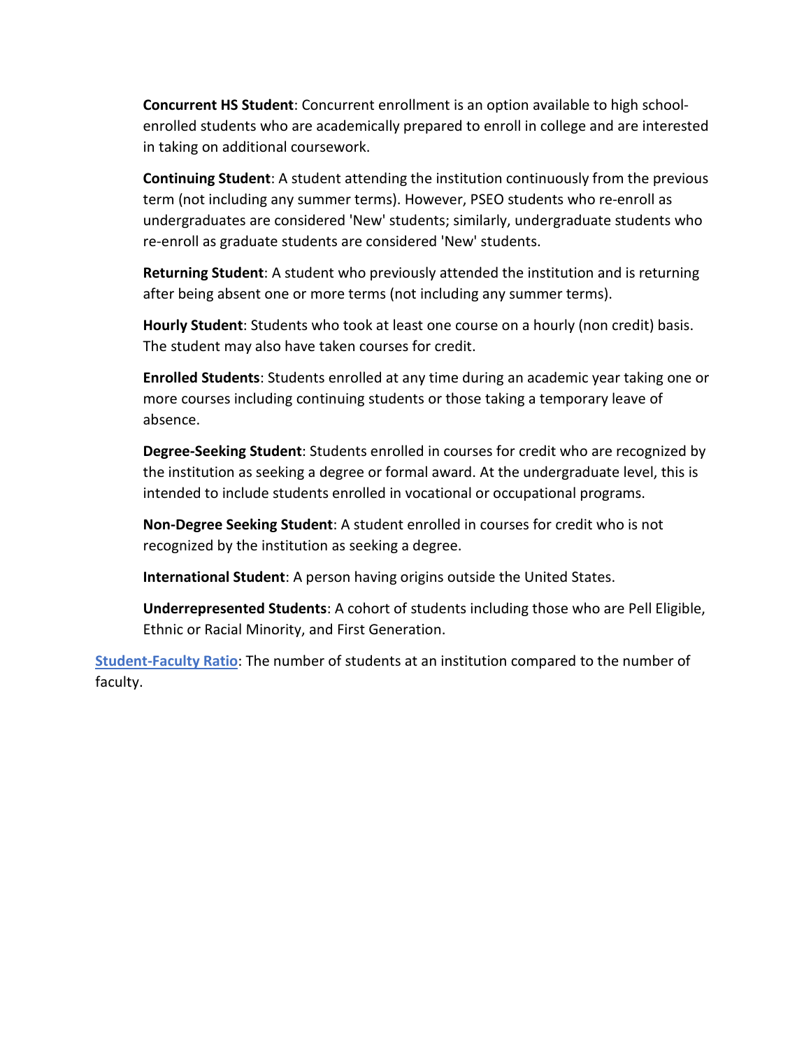**Concurrent HS Student**: Concurrent enrollment is an option available to high school-enrolled students who are academically prepared to enroll in college and are interested in taking on additional coursework.

**Continuing Student**: A student attending the institution continuously from the previous term (not including any summer terms). However, PSEO students who re-enroll as undergraduates are considered 'New' students; similarly, undergraduate students who re-enroll as graduate students are considered 'New' students.

**Returning Student**: A student who previously attended the institution and is returning after being absent one or more terms (not including any summer terms).

**Hourly Student**: Students who took at least one course on a hourly (non credit) basis. The student may also have taken courses for credit.

**Enrolled Students**: Students enrolled at any time during an academic year taking one or more courses including continuing students or those taking a temporary leave of absence.

**Degree-Seeking Student**: Students enrolled in courses for credit who are recognized by the institution as seeking a degree or formal award. At the undergraduate level, this is intended to include students enrolled in vocational or occupational programs.

**Non-Degree Seeking Student**: A student enrolled in courses for credit who is not recognized by the institution as seeking a degree.

**International Student**: A person having origins outside the United States.

**Underrepresented Students**: A cohort of students including those who are Pell Eligible, Ethnic or Racial Minority, and First Generation.

**Student-Faculty Ratio**: The number of students at an institution compared to the number of faculty.